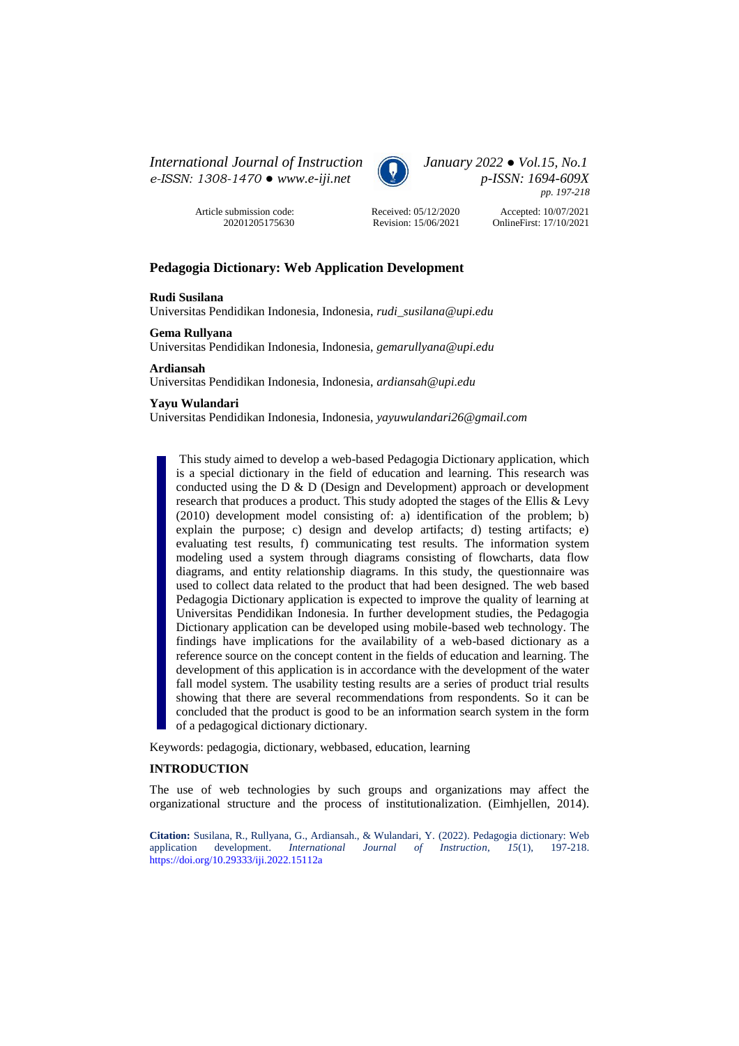International Journal of Instruction
e-ISSN: 1308-1470 ● www.e-iji.net

January 2022 ● Vol.15, No.1
p-ISSN: 1694-609X
pp. 197-218

Article submission code: 20201205175630

Received: 05/12/2020
Revision: 15/06/2021

Accepted: 10/07/2021
OnlineFirst: 17/10/2021

# Pedagogia Dictionary: Web Application Development

**Rudi Susilana**
Universitas Pendidikan Indonesia, Indonesia, *rudi_susilana@upi.edu*

**Gema Rullyana**
Universitas Pendidikan Indonesia, Indonesia, *gemarullyana@upi.edu*

**Ardiansah**
Universitas Pendidikan Indonesia, Indonesia, *ardiansah@upi.edu*

**Yayu Wulandari**
Universitas Pendidikan Indonesia, Indonesia, *yayuwulandari26@gmail.com*

This study aimed to develop a web-based Pedagogia Dictionary application, which is a special dictionary in the field of education and learning. This research was conducted using the D & D (Design and Development) approach or development research that produces a product. This study adopted the stages of the Ellis & Levy (2010) development model consisting of: a) identification of the problem; b) explain the purpose; c) design and develop artifacts; d) testing artifacts; e) evaluating test results, f) communicating test results. The information system modeling used a system through diagrams consisting of flowcharts, data flow diagrams, and entity relationship diagrams. In this study, the questionnaire was used to collect data related to the product that had been designed. The web based Pedagogia Dictionary application is expected to improve the quality of learning at Universitas Pendidikan Indonesia. In further development studies, the Pedagogia Dictionary application can be developed using mobile-based web technology. The findings have implications for the availability of a web-based dictionary as a reference source on the concept content in the fields of education and learning. The development of this application is in accordance with the development of the water fall model system. The usability testing results are a series of product trial results showing that there are several recommendations from respondents. So it can be concluded that the product is good to be an information search system in the form of a pedagogical dictionary dictionary.

Keywords: pedagogia, dictionary, webbased, education, learning

## INTRODUCTION

The use of web technologies by such groups and organizations may affect the organizational structure and the process of institutionalization. (Eimhjellen, 2014).

**Citation:** Susilana, R., Rullyana, G., Ardiansah., & Wulandari, Y. (2022). Pedagogia dictionary: Web application development. *International Journal of Instruction*, *15*(1), 197-218. https://doi.org/10.29333/iji.2022.15112a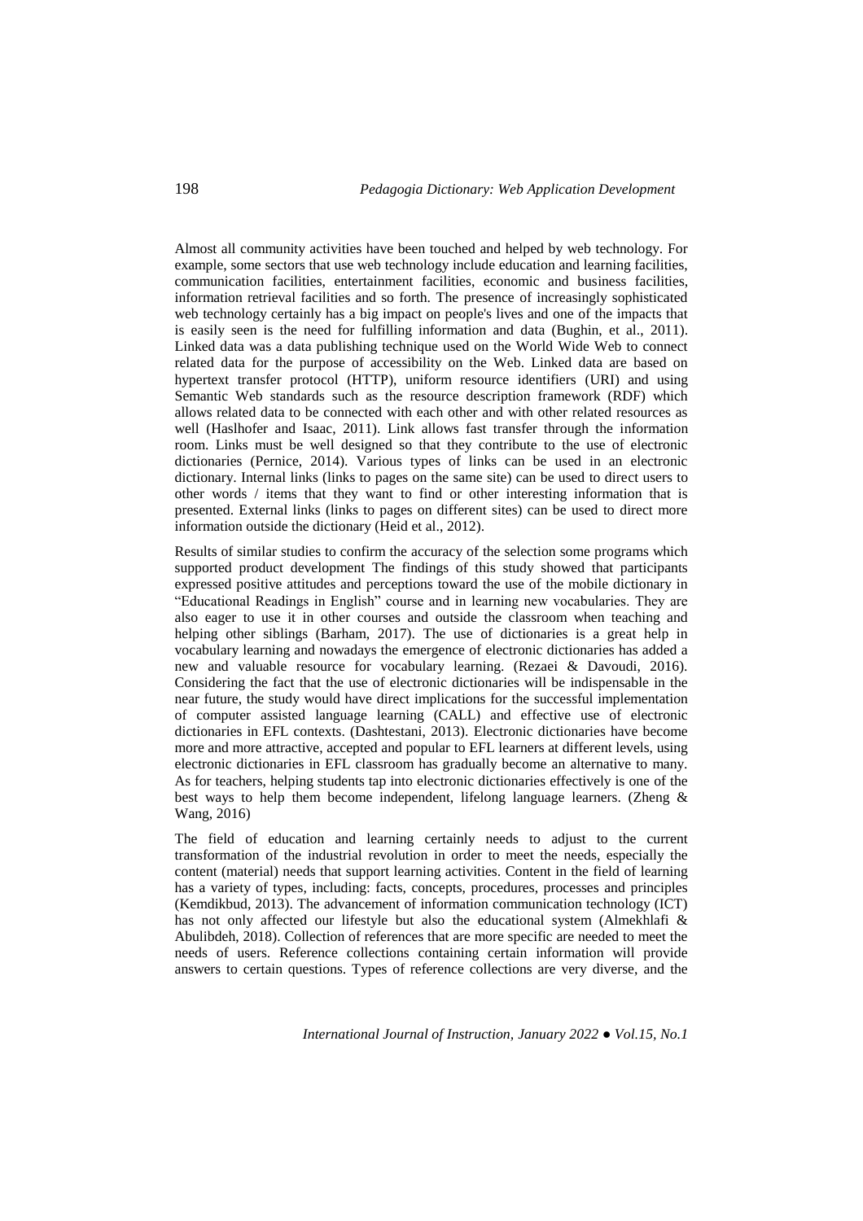Almost all community activities have been touched and helped by web technology. For example, some sectors that use web technology include education and learning facilities, communication facilities, entertainment facilities, economic and business facilities, information retrieval facilities and so forth. The presence of increasingly sophisticated web technology certainly has a big impact on people's lives and one of the impacts that is easily seen is the need for fulfilling information and data (Bughin, et al., 2011). Linked data was a data publishing technique used on the World Wide Web to connect related data for the purpose of accessibility on the Web. Linked data are based on hypertext transfer protocol (HTTP), uniform resource identifiers (URI) and using Semantic Web standards such as the resource description framework (RDF) which allows related data to be connected with each other and with other related resources as well (Haslhofer and Isaac, 2011). Link allows fast transfer through the information room. Links must be well designed so that they contribute to the use of electronic dictionaries (Pernice, 2014). Various types of links can be used in an electronic dictionary. Internal links (links to pages on the same site) can be used to direct users to other words / items that they want to find or other interesting information that is presented. External links (links to pages on different sites) can be used to direct more information outside the dictionary (Heid et al., 2012).

Results of similar studies to confirm the accuracy of the selection some programs which supported product development The findings of this study showed that participants expressed positive attitudes and perceptions toward the use of the mobile dictionary in "Educational Readings in English" course and in learning new vocabularies. They are also eager to use it in other courses and outside the classroom when teaching and helping other siblings (Barham, 2017). The use of dictionaries is a great help in vocabulary learning and nowadays the emergence of electronic dictionaries has added a new and valuable resource for vocabulary learning. (Rezaei & Davoudi, 2016). Considering the fact that the use of electronic dictionaries will be indispensable in the near future, the study would have direct implications for the successful implementation of computer assisted language learning (CALL) and effective use of electronic dictionaries in EFL contexts. (Dashtestani, 2013). Electronic dictionaries have become more and more attractive, accepted and popular to EFL learners at different levels, using electronic dictionaries in EFL classroom has gradually become an alternative to many. As for teachers, helping students tap into electronic dictionaries effectively is one of the best ways to help them become independent, lifelong language learners. (Zheng & Wang, 2016)

The field of education and learning certainly needs to adjust to the current transformation of the industrial revolution in order to meet the needs, especially the content (material) needs that support learning activities. Content in the field of learning has a variety of types, including: facts, concepts, procedures, processes and principles (Kemdikbud, 2013). The advancement of information communication technology (ICT) has not only affected our lifestyle but also the educational system (Almekhlafi & Abulibdeh, 2018). Collection of references that are more specific are needed to meet the needs of users. Reference collections containing certain information will provide answers to certain questions. Types of reference collections are very diverse, and the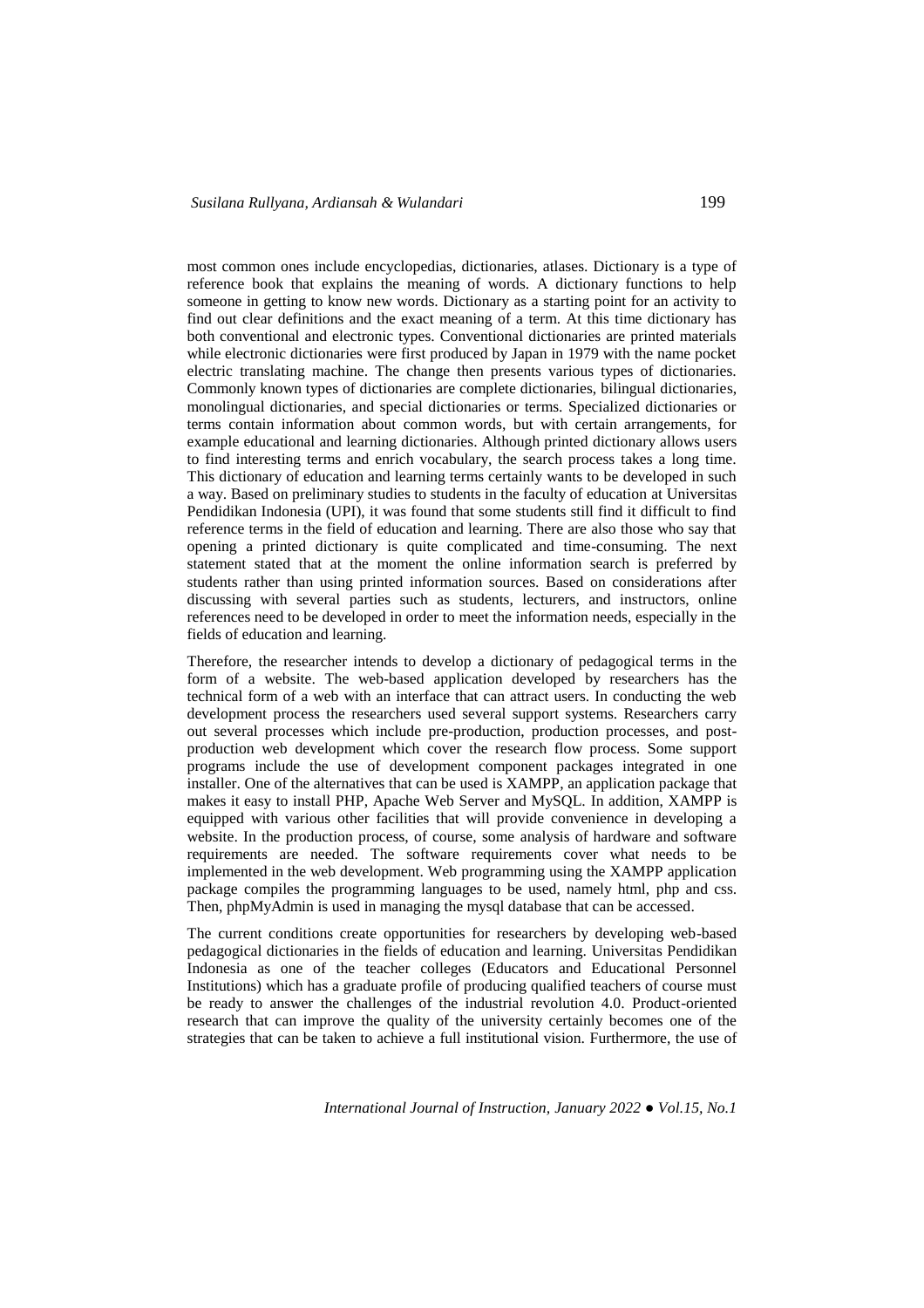most common ones include encyclopedias, dictionaries, atlases. Dictionary is a type of reference book that explains the meaning of words. A dictionary functions to help someone in getting to know new words. Dictionary as a starting point for an activity to find out clear definitions and the exact meaning of a term. At this time dictionary has both conventional and electronic types. Conventional dictionaries are printed materials while electronic dictionaries were first produced by Japan in 1979 with the name pocket electric translating machine. The change then presents various types of dictionaries. Commonly known types of dictionaries are complete dictionaries, bilingual dictionaries, monolingual dictionaries, and special dictionaries or terms. Specialized dictionaries or terms contain information about common words, but with certain arrangements, for example educational and learning dictionaries. Although printed dictionary allows users to find interesting terms and enrich vocabulary, the search process takes a long time. This dictionary of education and learning terms certainly wants to be developed in such a way. Based on preliminary studies to students in the faculty of education at Universitas Pendidikan Indonesia (UPI), it was found that some students still find it difficult to find reference terms in the field of education and learning. There are also those who say that opening a printed dictionary is quite complicated and time-consuming. The next statement stated that at the moment the online information search is preferred by students rather than using printed information sources. Based on considerations after discussing with several parties such as students, lecturers, and instructors, online references need to be developed in order to meet the information needs, especially in the fields of education and learning.

Therefore, the researcher intends to develop a dictionary of pedagogical terms in the form of a website. The web-based application developed by researchers has the technical form of a web with an interface that can attract users. In conducting the web development process the researchers used several support systems. Researchers carry out several processes which include pre-production, production processes, and post-production web development which cover the research flow process. Some support programs include the use of development component packages integrated in one installer. One of the alternatives that can be used is XAMPP, an application package that makes it easy to install PHP, Apache Web Server and MySQL. In addition, XAMPP is equipped with various other facilities that will provide convenience in developing a website. In the production process, of course, some analysis of hardware and software requirements are needed. The software requirements cover what needs to be implemented in the web development. Web programming using the XAMPP application package compiles the programming languages to be used, namely html, php and css. Then, phpMyAdmin is used in managing the mysql database that can be accessed.

The current conditions create opportunities for researchers by developing web-based pedagogical dictionaries in the fields of education and learning. Universitas Pendidikan Indonesia as one of the teacher colleges (Educators and Educational Personnel Institutions) which has a graduate profile of producing qualified teachers of course must be ready to answer the challenges of the industrial revolution 4.0. Product-oriented research that can improve the quality of the university certainly becomes one of the strategies that can be taken to achieve a full institutional vision. Furthermore, the use of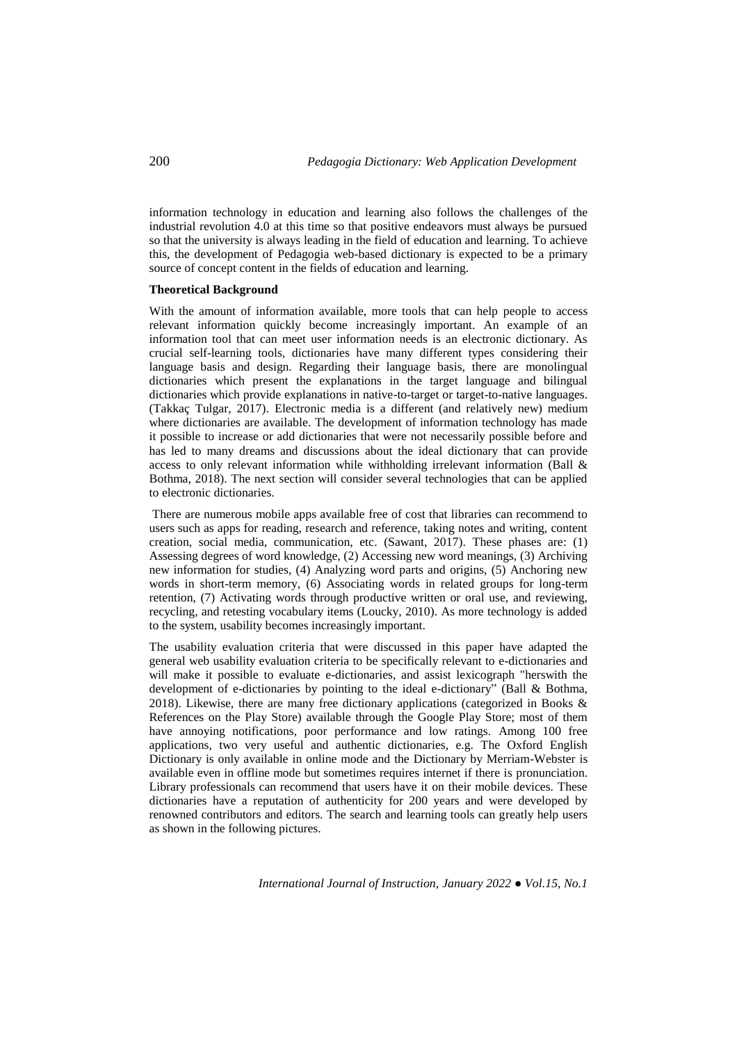information technology in education and learning also follows the challenges of the industrial revolution 4.0 at this time so that positive endeavors must always be pursued so that the university is always leading in the field of education and learning. To achieve this, the development of Pedagogia web-based dictionary is expected to be a primary source of concept content in the fields of education and learning.

**Theoretical Background**

With the amount of information available, more tools that can help people to access relevant information quickly become increasingly important. An example of an information tool that can meet user information needs is an electronic dictionary. As crucial self-learning tools, dictionaries have many different types considering their language basis and design. Regarding their language basis, there are monolingual dictionaries which present the explanations in the target language and bilingual dictionaries which provide explanations in native-to-target or target-to-native languages. (Takkaç Tulgar, 2017). Electronic media is a different (and relatively new) medium where dictionaries are available. The development of information technology has made it possible to increase or add dictionaries that were not necessarily possible before and has led to many dreams and discussions about the ideal dictionary that can provide access to only relevant information while withholding irrelevant information (Ball & Bothma, 2018). The next section will consider several technologies that can be applied to electronic dictionaries.

There are numerous mobile apps available free of cost that libraries can recommend to users such as apps for reading, research and reference, taking notes and writing, content creation, social media, communication, etc. (Sawant, 2017). These phases are: (1) Assessing degrees of word knowledge, (2) Accessing new word meanings, (3) Archiving new information for studies, (4) Analyzing word parts and origins, (5) Anchoring new words in short-term memory, (6) Associating words in related groups for long-term retention, (7) Activating words through productive written or oral use, and reviewing, recycling, and retesting vocabulary items (Loucky, 2010). As more technology is added to the system, usability becomes increasingly important.

The usability evaluation criteria that were discussed in this paper have adapted the general web usability evaluation criteria to be specifically relevant to e-dictionaries and will make it possible to evaluate e-dictionaries, and assist lexicograph "herswith the development of e-dictionaries by pointing to the ideal e-dictionary" (Ball & Bothma, 2018). Likewise, there are many free dictionary applications (categorized in Books & References on the Play Store) available through the Google Play Store; most of them have annoying notifications, poor performance and low ratings. Among 100 free applications, two very useful and authentic dictionaries, e.g. The Oxford English Dictionary is only available in online mode and the Dictionary by Merriam-Webster is available even in offline mode but sometimes requires internet if there is pronunciation. Library professionals can recommend that users have it on their mobile devices. These dictionaries have a reputation of authenticity for 200 years and were developed by renowned contributors and editors. The search and learning tools can greatly help users as shown in the following pictures.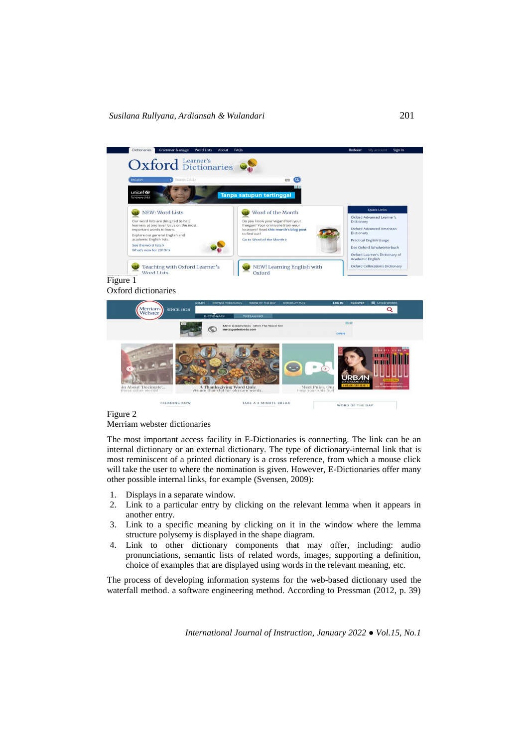Figure 1
Oxford dictionaries

Figure 2
Merriam webster dictionaries

The most important access facility in E-Dictionaries is connecting. The link can be an internal dictionary or an external dictionary. The type of dictionary-internal link that is most reminiscent of a printed dictionary is a cross reference, from which a mouse click will take the user to where the nomination is given. However, E-Dictionaries offer many other possible internal links, for example (Svensen, 2009):

1. Displays in a separate window.
2. Link to a particular entry by clicking on the relevant lemma when it appears in another entry.
3. Link to a specific meaning by clicking on it in the window where the lemma structure polysemy is displayed in the shape diagram.
4. Link to other dictionary components that may offer, including: audio pronunciations, semantic lists of related words, images, supporting a definition, choice of examples that are displayed using words in the relevant meaning, etc.

The process of developing information systems for the web-based dictionary used the waterfall method. a software engineering method. According to Pressman (2012, p. 39)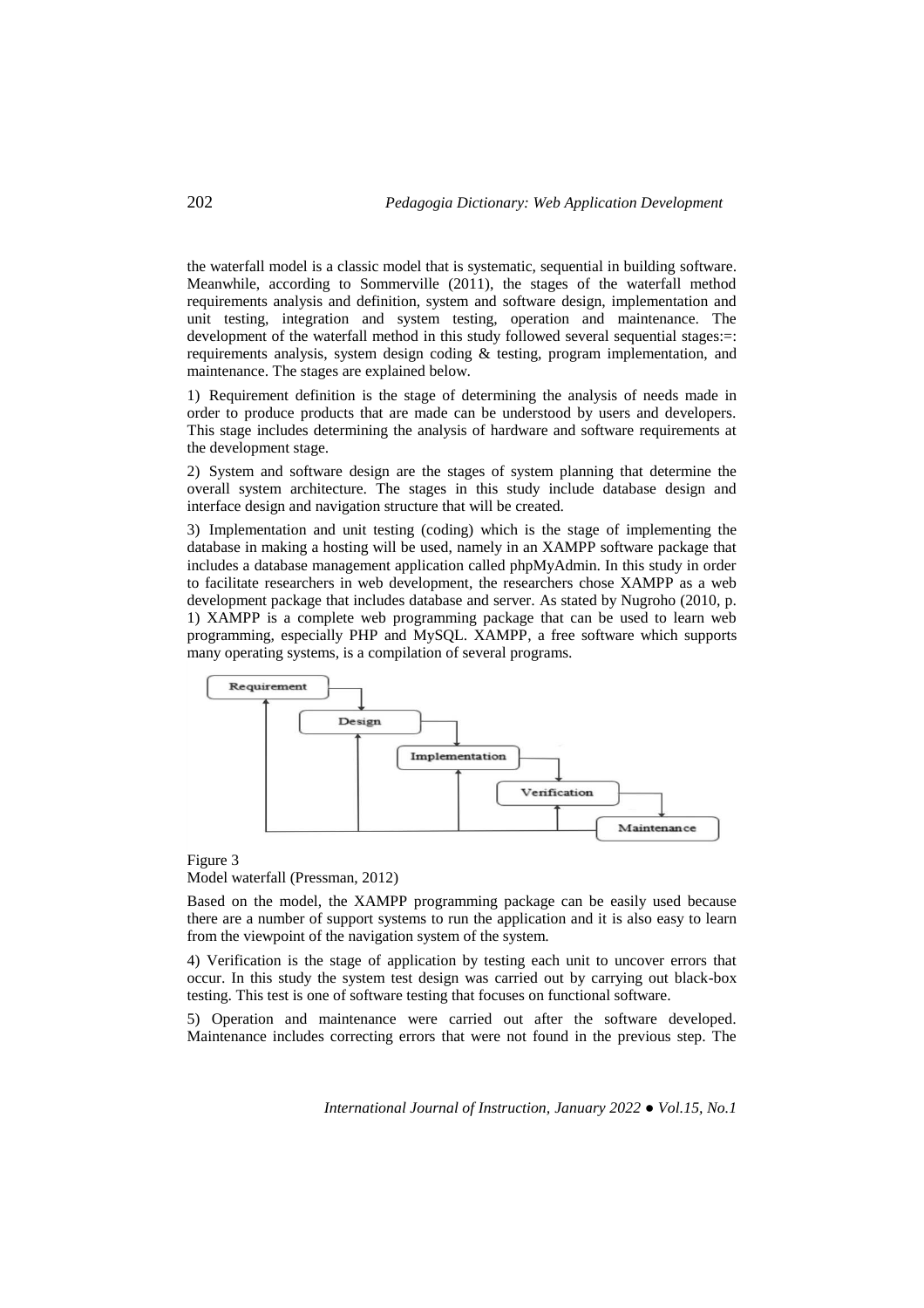the waterfall model is a classic model that is systematic, sequential in building software. Meanwhile, according to Sommerville (2011), the stages of the waterfall method requirements analysis and definition, system and software design, implementation and unit testing, integration and system testing, operation and maintenance. The development of the waterfall method in this study followed several sequential stages:=: requirements analysis, system design coding & testing, program implementation, and maintenance. The stages are explained below.

1) Requirement definition is the stage of determining the analysis of needs made in order to produce products that are made can be understood by users and developers. This stage includes determining the analysis of hardware and software requirements at the development stage.

2) System and software design are the stages of system planning that determine the overall system architecture. The stages in this study include database design and interface design and navigation structure that will be created.

3) Implementation and unit testing (coding) which is the stage of implementing the database in making a hosting will be used, namely in an XAMPP software package that includes a database management application called phpMyAdmin. In this study in order to facilitate researchers in web development, the researchers chose XAMPP as a web development package that includes database and server. As stated by Nugroho (2010, p. 1) XAMPP is a complete web programming package that can be used to learn web programming, especially PHP and MySQL. XAMPP, a free software which supports many operating systems, is a compilation of several programs.

Figure 3
Model waterfall (Pressman, 2012)

Based on the model, the XAMPP programming package can be easily used because there are a number of support systems to run the application and it is also easy to learn from the viewpoint of the navigation system of the system.

4) Verification is the stage of application by testing each unit to uncover errors that occur. In this study the system test design was carried out by carrying out black-box testing. This test is one of software testing that focuses on functional software.

5) Operation and maintenance were carried out after the software developed. Maintenance includes correcting errors that were not found in the previous step. The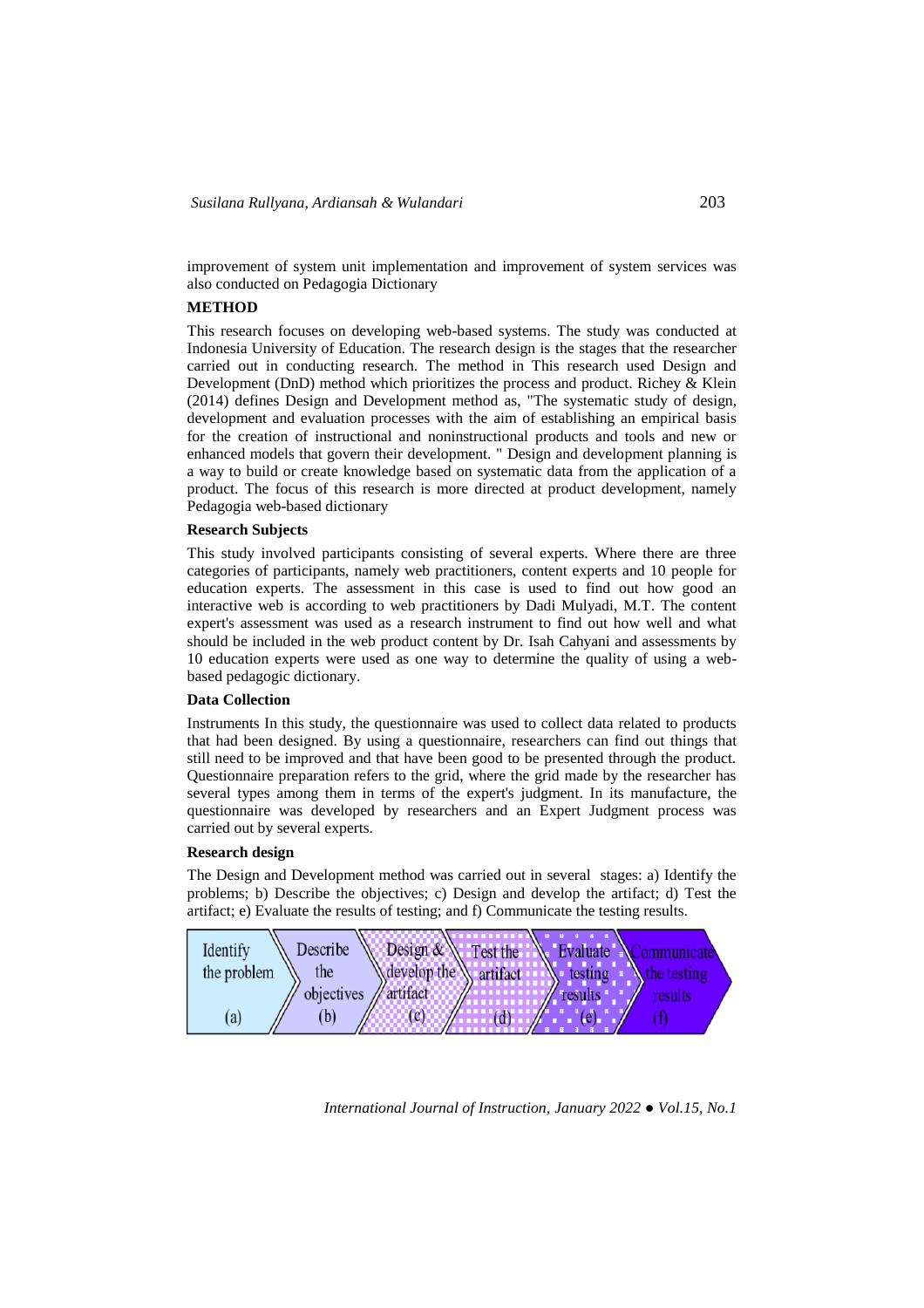improvement of system unit implementation and improvement of system services was also conducted on Pedagogia Dictionary

## METHOD

This research focuses on developing web-based systems. The study was conducted at Indonesia University of Education. The research design is the stages that the researcher carried out in conducting research. The method in This research used Design and Development (DnD) method which prioritizes the process and product. Richey & Klein (2014) defines Design and Development method as, "The systematic study of design, development and evaluation processes with the aim of establishing an empirical basis for the creation of instructional and noninstructional products and tools and new or enhanced models that govern their development. " Design and development planning is a way to build or create knowledge based on systematic data from the application of a product. The focus of this research is more directed at product development, namely Pedagogia web-based dictionary

### Research Subjects

This study involved participants consisting of several experts. Where there are three categories of participants, namely web practitioners, content experts and 10 people for education experts. The assessment in this case is used to find out how good an interactive web is according to web practitioners by Dadi Mulyadi, M.T. The content expert's assessment was used as a research instrument to find out how well and what should be included in the web product content by Dr. Isah Cahyani and assessments by 10 education experts were used as one way to determine the quality of using a web-based pedagogic dictionary.

### Data Collection

Instruments In this study, the questionnaire was used to collect data related to products that had been designed. By using a questionnaire, researchers can find out things that still need to be improved and that have been good to be presented through the product. Questionnaire preparation refers to the grid, where the grid made by the researcher has several types among them in terms of the expert's judgment. In its manufacture, the questionnaire was developed by researchers and an Expert Judgment process was carried out by several experts.

### Research design

The Design and Development method was carried out in several stages: a) Identify the problems; b) Describe the objectives; c) Design and develop the artifact; d) Test the artifact; e) Evaluate the results of testing; and f) Communicate the testing results.

| Identify the problem (a) | Describe the objectives (b) | Design & develop the artifact (c) | Test the artifact (d) | Evaluate testing results (e) | Communicate the testing results (f) |
|---|---|---|---|---|---|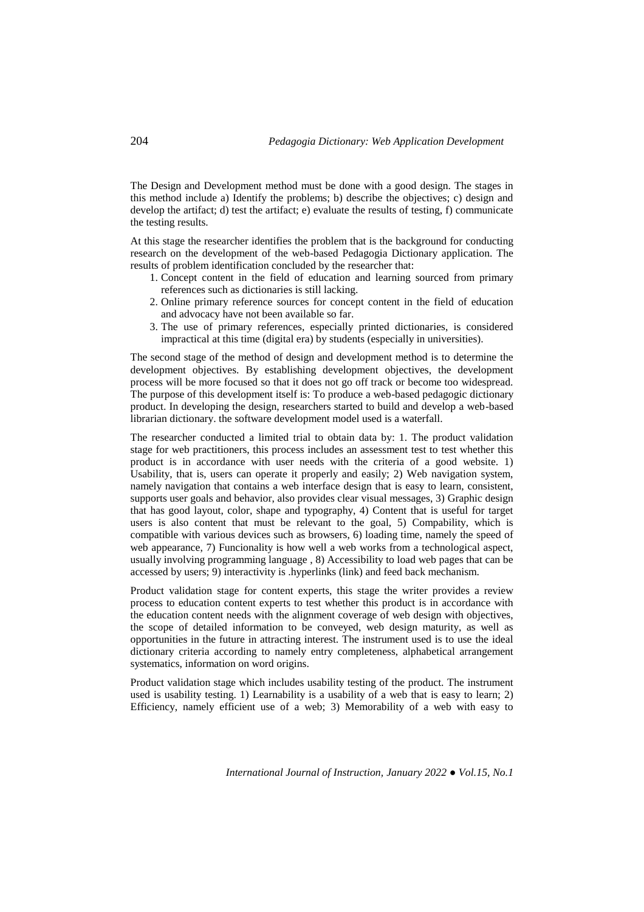The Design and Development method must be done with a good design. The stages in this method include a) Identify the problems; b) describe the objectives; c) design and develop the artifact; d) test the artifact; e) evaluate the results of testing, f) communicate the testing results.

At this stage the researcher identifies the problem that is the background for conducting research on the development of the web-based Pedagogia Dictionary application. The results of problem identification concluded by the researcher that:

1. Concept content in the field of education and learning sourced from primary references such as dictionaries is still lacking.
2. Online primary reference sources for concept content in the field of education and advocacy have not been available so far.
3. The use of primary references, especially printed dictionaries, is considered impractical at this time (digital era) by students (especially in universities).

The second stage of the method of design and development method is to determine the development objectives. By establishing development objectives, the development process will be more focused so that it does not go off track or become too widespread. The purpose of this development itself is: To produce a web-based pedagogic dictionary product. In developing the design, researchers started to build and develop a web-based librarian dictionary. the software development model used is a waterfall.

The researcher conducted a limited trial to obtain data by: 1. The product validation stage for web practitioners, this process includes an assessment test to test whether this product is in accordance with user needs with the criteria of a good website. 1) Usability, that is, users can operate it properly and easily; 2) Web navigation system, namely navigation that contains a web interface design that is easy to learn, consistent, supports user goals and behavior, also provides clear visual messages, 3) Graphic design that has good layout, color, shape and typography, 4) Content that is useful for target users is also content that must be relevant to the goal, 5) Compability, which is compatible with various devices such as browsers, 6) loading time, namely the speed of web appearance, 7) Funcionality is how well a web works from a technological aspect, usually involving programming language , 8) Accessibility to load web pages that can be accessed by users; 9) interactivity is .hyperlinks (link) and feed back mechanism.

Product validation stage for content experts, this stage the writer provides a review process to education content experts to test whether this product is in accordance with the education content needs with the alignment coverage of web design with objectives, the scope of detailed information to be conveyed, web design maturity, as well as opportunities in the future in attracting interest. The instrument used is to use the ideal dictionary criteria according to namely entry completeness, alphabetical arrangement systematics, information on word origins.

Product validation stage which includes usability testing of the product. The instrument used is usability testing. 1) Learnability is a usability of a web that is easy to learn; 2) Efficiency, namely efficient use of a web; 3) Memorability of a web with easy to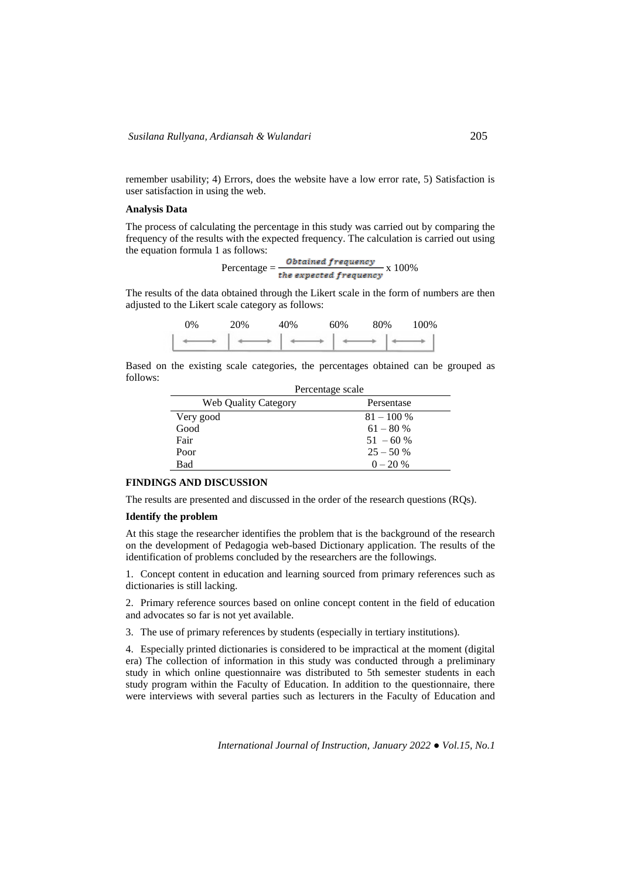remember usability; 4) Errors, does the website have a low error rate, 5) Satisfaction is user satisfaction in using the web.

**Analysis Data**

The process of calculating the percentage in this study was carried out by comparing the frequency of the results with the expected frequency. The calculation is carried out using the equation formula 1 as follows:

$$\text{Percentage} = \frac{\textit{Obtained frequency}}{\textit{the expected frequency}} \times 100\%$$

The results of the data obtained through the Likert scale in the form of numbers are then adjusted to the Likert scale category as follows:

0% 20% 40% 60% 80% 100%

Based on the existing scale categories, the percentages obtained can be grouped as follows:

Percentage scale

| Web Quality Category | Persentase |
|---|---|
| Very good | 81 – 100 % |
| Good | 61 – 80 % |
| Fair | 51 – 60 % |
| Poor | 25 – 50 % |
| Bad | 0 – 20 % |

**FINDINGS AND DISCUSSION**

The results are presented and discussed in the order of the research questions (RQs).

**Identify the problem**

At this stage the researcher identifies the problem that is the background of the research on the development of Pedagogia web-based Dictionary application. The results of the identification of problems concluded by the researchers are the followings.

1. Concept content in education and learning sourced from primary references such as dictionaries is still lacking.

2. Primary reference sources based on online concept content in the field of education and advocates so far is not yet available.

3. The use of primary references by students (especially in tertiary institutions).

4. Especially printed dictionaries is considered to be impractical at the moment (digital era) The collection of information in this study was conducted through a preliminary study in which online questionnaire was distributed to 5th semester students in each study program within the Faculty of Education. In addition to the questionnaire, there were interviews with several parties such as lecturers in the Faculty of Education and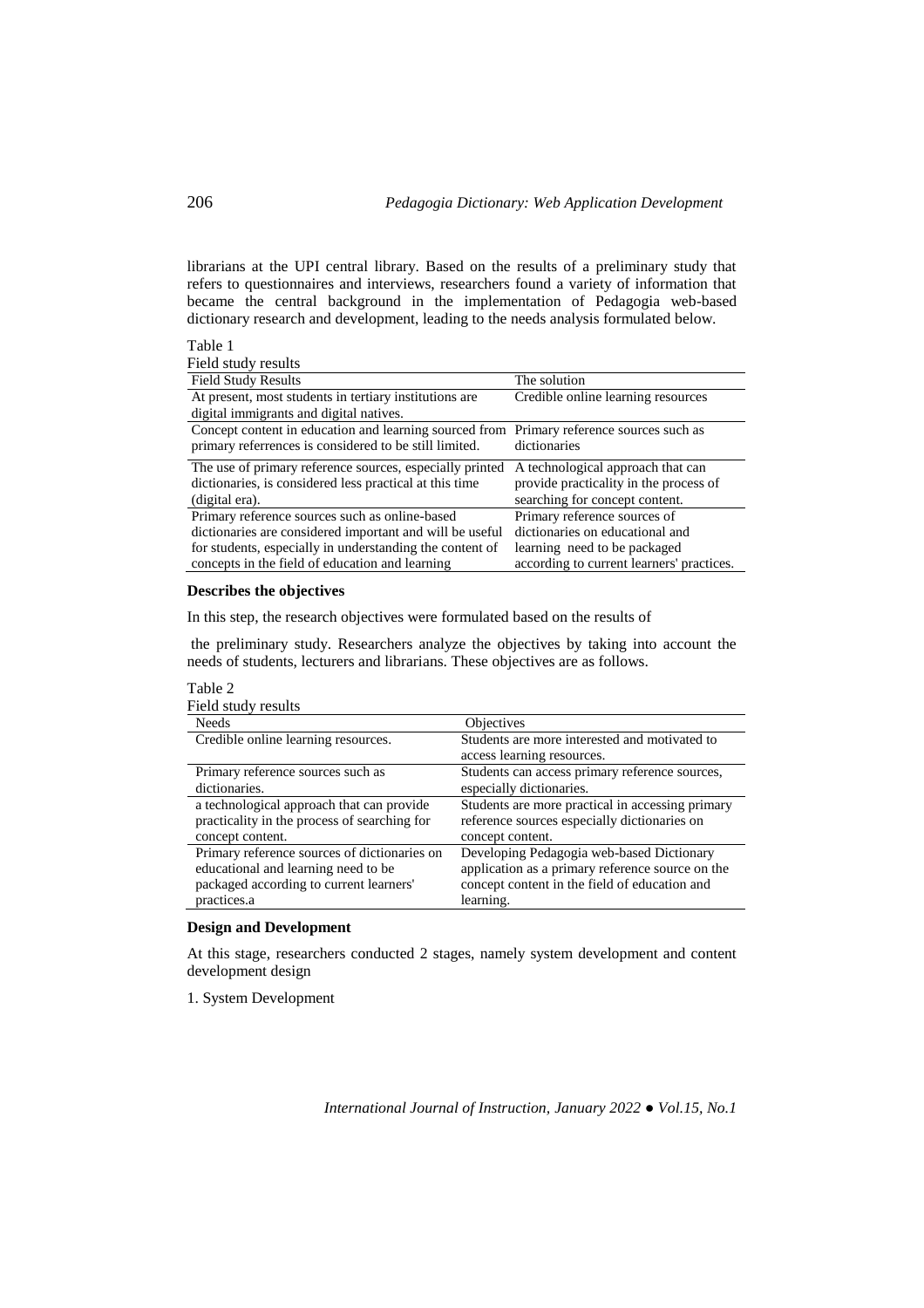librarians at the UPI central library. Based on the results of a preliminary study that refers to questionnaires and interviews, researchers found a variety of information that became the central background in the implementation of Pedagogia web-based dictionary research and development, leading to the needs analysis formulated below.

Table 1
Field study results

| Field Study Results | The solution |
|---|---|
| At present, most students in tertiary institutions are digital immigrants and digital natives. | Credible online learning resources |
| Concept content in education and learning sourced from primary referrences is considered to be still limited. | Primary reference sources such as dictionaries |
| The use of primary reference sources, especially printed dictionaries, is considered less practical at this time (digital era). | A technological approach that can provide practicality in the process of searching for concept content. |
| Primary reference sources such as online-based dictionaries are considered important and will be useful for students, especially in understanding the content of concepts in the field of education and learning | Primary reference sources of dictionaries on educational and learning need to be packaged according to current learners' practices. |

**Describes the objectives**

In this step, the research objectives were formulated based on the results of

the preliminary study. Researchers analyze the objectives by taking into account the needs of students, lecturers and librarians. These objectives are as follows.

Table 2
Field study results

| Needs | Objectives |
|---|---|
| Credible online learning resources. | Students are more interested and motivated to access learning resources. |
| Primary reference sources such as dictionaries. | Students can access primary reference sources, especially dictionaries. |
| a technological approach that can provide practicality in the process of searching for concept content. | Students are more practical in accessing primary reference sources especially dictionaries on concept content. |
| Primary reference sources of dictionaries on educational and learning need to be packaged according to current learners' practices.a | Developing Pedagogia web-based Dictionary application as a primary reference source on the concept content in the field of education and learning. |

**Design and Development**

At this stage, researchers conducted 2 stages, namely system development and content development design

1. System Development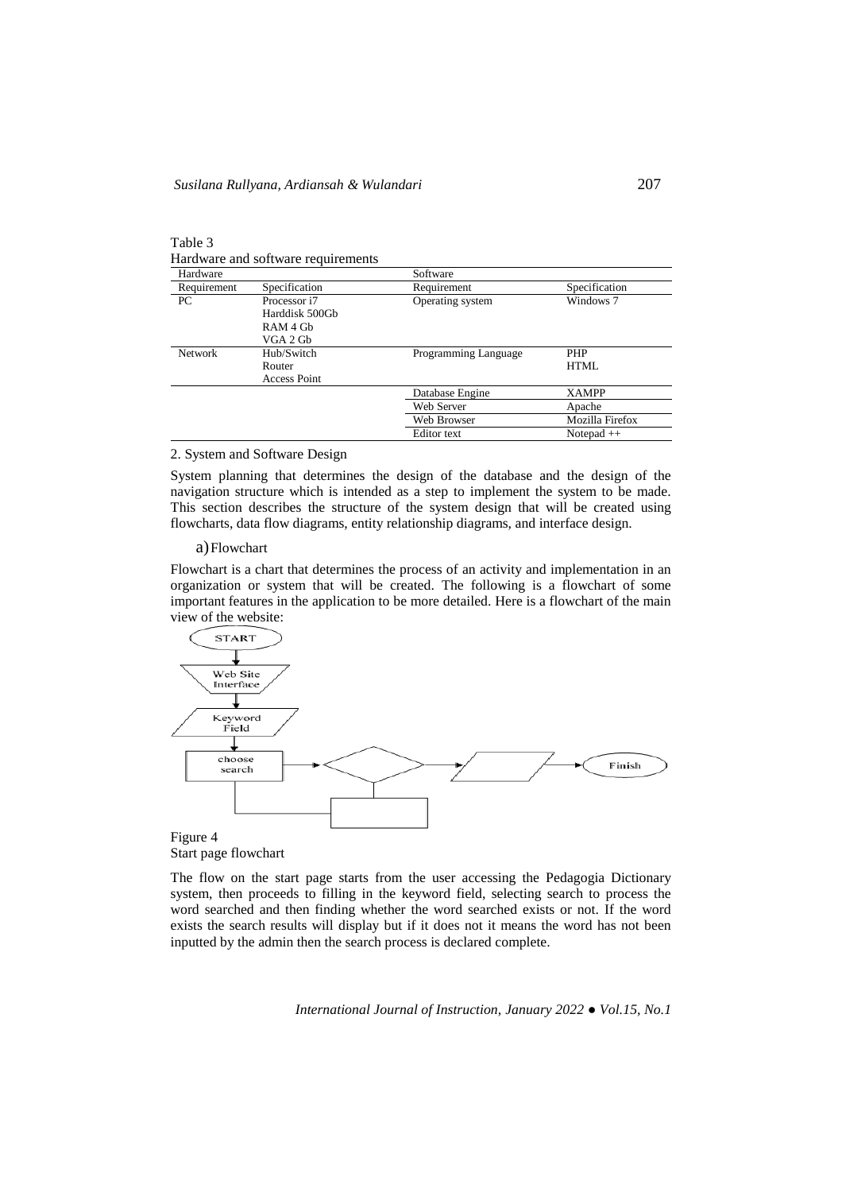Table 3
Hardware and software requirements

| Hardware | | Software | |
|---|---|---|---|
| Requirement | Specification | Requirement | Specification |
| PC | Processor i7<br>Harddisk 500Gb<br>RAM 4 Gb<br>VGA 2 Gb | Operating system | Windows 7 |
| Network | Hub/Switch<br>Router<br>Access Point | Programming Language | PHP<br>HTML |
| | | Database Engine | XAMPP |
| | | Web Server | Apache |
| | | Web Browser | Mozilla Firefox |
| | | Editor text | Notepad ++ |

2. System and Software Design

System planning that determines the design of the database and the design of the navigation structure which is intended as a step to implement the system to be made. This section describes the structure of the system design that will be created using flowcharts, data flow diagrams, entity relationship diagrams, and interface design.

a) Flowchart

Flowchart is a chart that determines the process of an activity and implementation in an organization or system that will be created. The following is a flowchart of some important features in the application to be more detailed. Here is a flowchart of the main view of the website:

START → Web Site Interface → Keyword Field → choose search → Finish

Figure 4
Start page flowchart

The flow on the start page starts from the user accessing the Pedagogia Dictionary system, then proceeds to filling in the keyword field, selecting search to process the word searched and then finding whether the word searched exists or not. If the word exists the search results will display but if it does not it means the word has not been inputted by the admin then the search process is declared complete.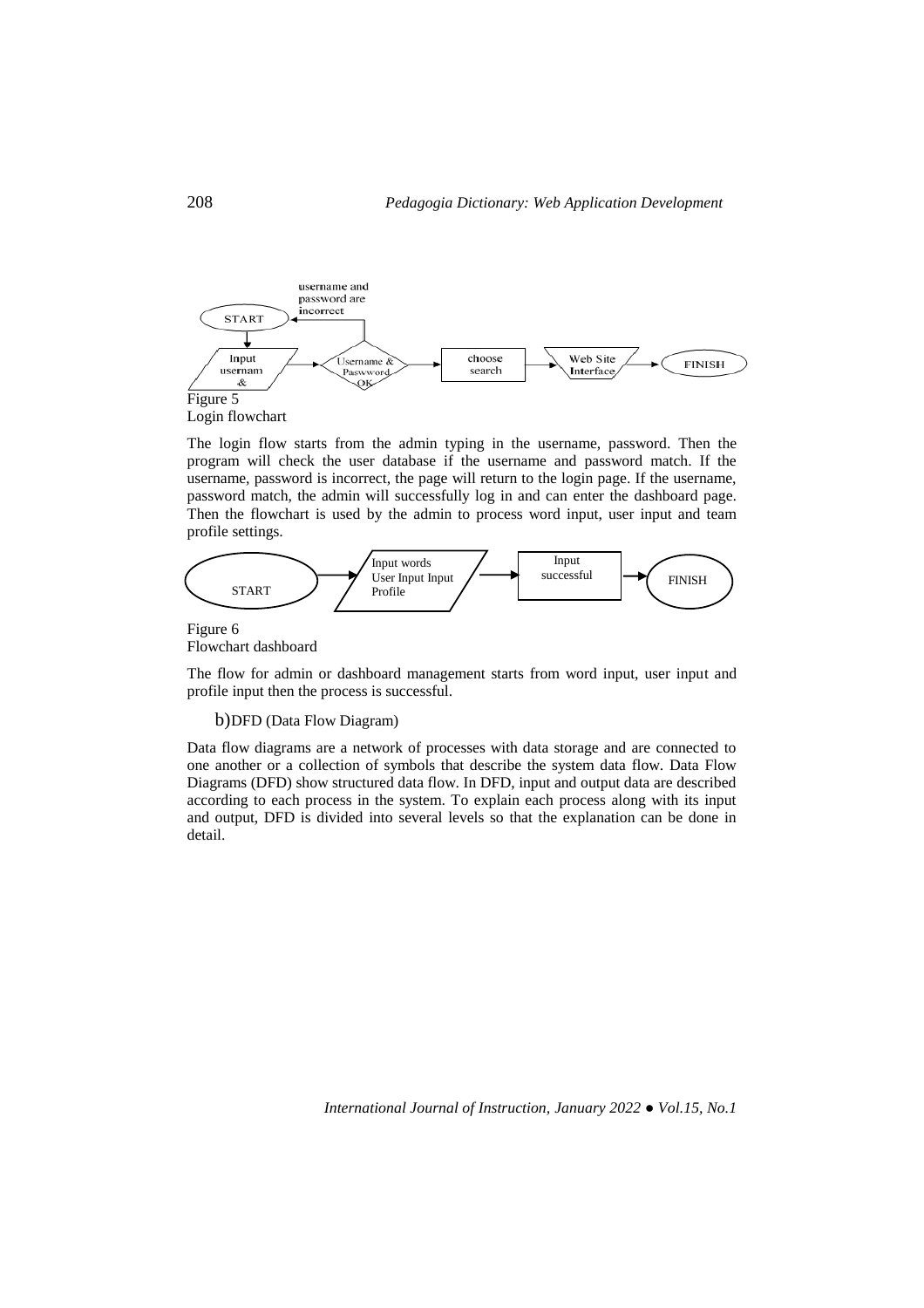Figure 5
Login flowchart

The login flow starts from the admin typing in the username, password. Then the program will check the user database if the username and password match. If the username, password is incorrect, the page will return to the login page. If the username, password match, the admin will successfully log in and can enter the dashboard page. Then the flowchart is used by the admin to process word input, user input and team profile settings.

Figure 6
Flowchart dashboard

The flow for admin or dashboard management starts from word input, user input and profile input then the process is successful.

b) DFD (Data Flow Diagram)

Data flow diagrams are a network of processes with data storage and are connected to one another or a collection of symbols that describe the system data flow. Data Flow Diagrams (DFD) show structured data flow. In DFD, input and output data are described according to each process in the system. To explain each process along with its input and output, DFD is divided into several levels so that the explanation can be done in detail.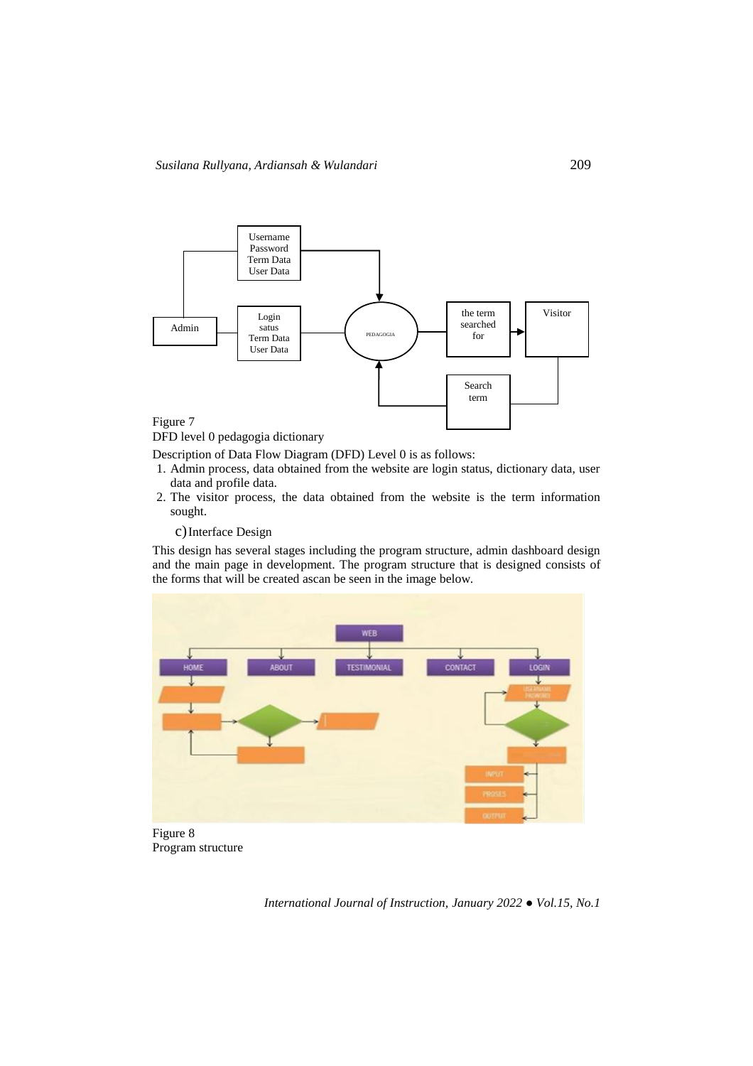Figure 7

DFD level 0 pedagogia dictionary

Description of Data Flow Diagram (DFD) Level 0 is as follows:

1. Admin process, data obtained from the website are login status, dictionary data, user data and profile data.
2. The visitor process, the data obtained from the website is the term information sought.

c) Interface Design

This design has several stages including the program structure, admin dashboard design and the main page in development. The program structure that is designed consists of the forms that will be created ascan be seen in the image below.

Figure 8

Program structure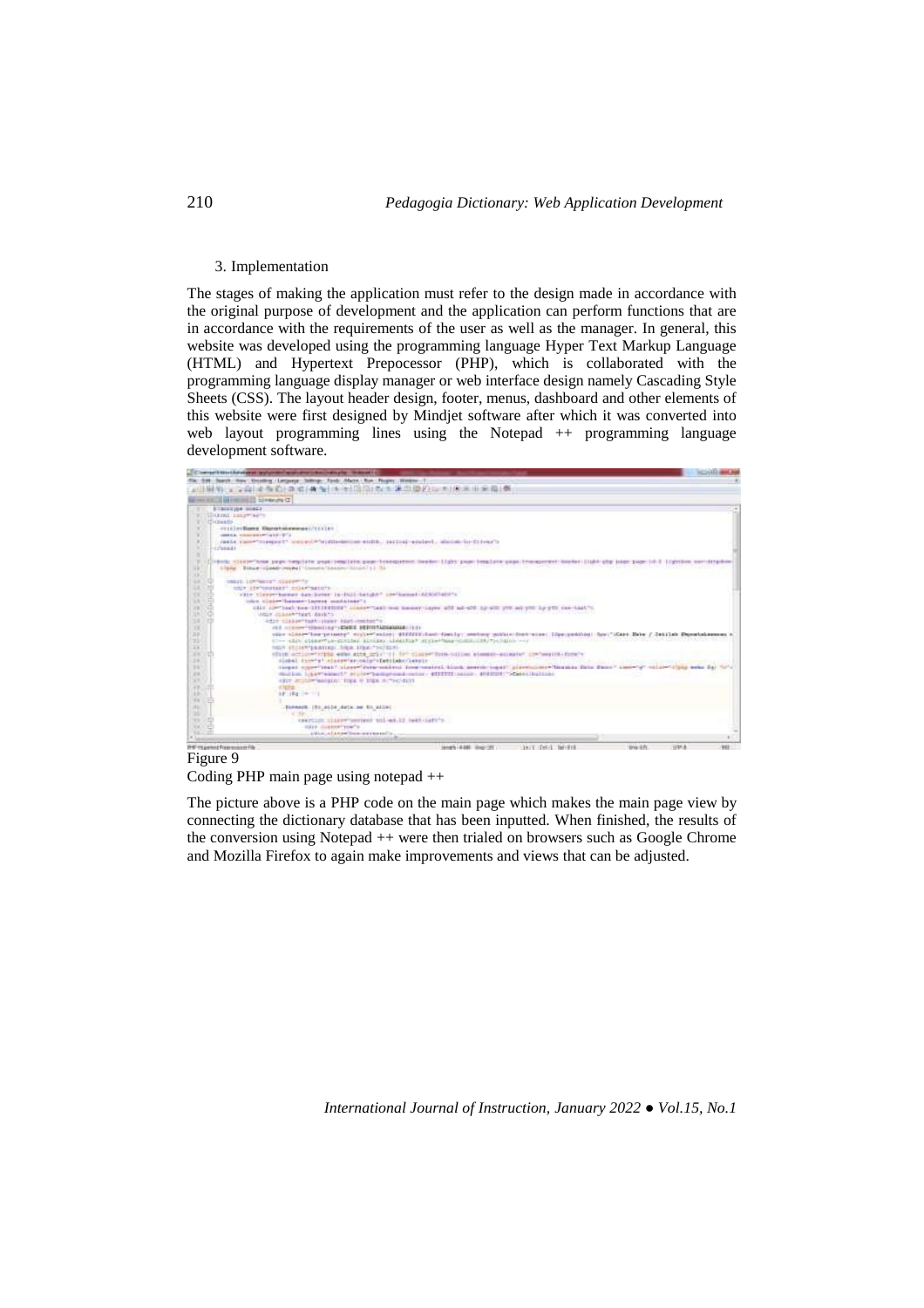3. Implementation

The stages of making the application must refer to the design made in accordance with the original purpose of development and the application can perform functions that are in accordance with the requirements of the user as well as the manager. In general, this website was developed using the programming language Hyper Text Markup Language (HTML) and Hypertext Prepocessor (PHP), which is collaborated with the programming language display manager or web interface design namely Cascading Style Sheets (CSS). The layout header design, footer, menus, dashboard and other elements of this website were first designed by Mindjet software after which it was converted into web layout programming lines using the Notepad ++ programming language development software.

Figure 9

Coding PHP main page using notepad ++

The picture above is a PHP code on the main page which makes the main page view by connecting the dictionary database that has been inputted. When finished, the results of the conversion using Notepad ++ were then trialed on browsers such as Google Chrome and Mozilla Firefox to again make improvements and views that can be adjusted.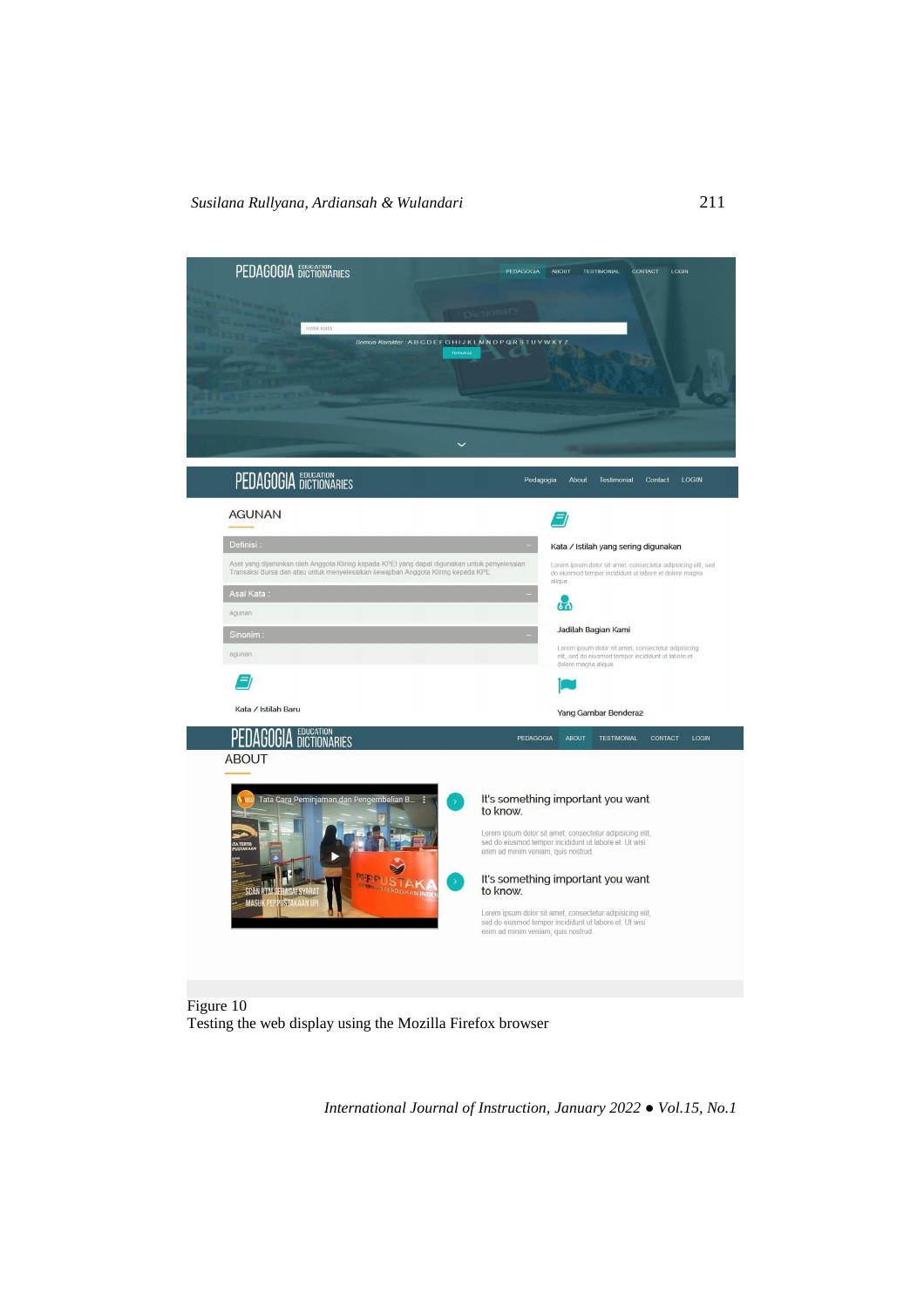Figure 10

Testing the web display using the Mozilla Firefox browser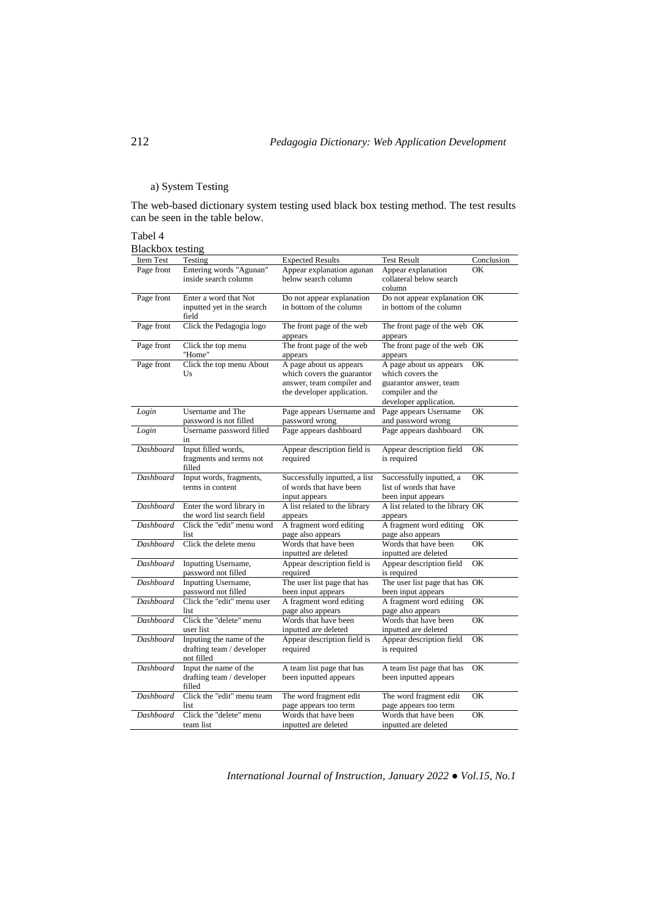a) System Testing

The web-based dictionary system testing used black box testing method. The test results can be seen in the table below.

Tabel 4
Blackbox testing

| Item Test | Testing | Expected Results | Test Result | Conclusion |
|---|---|---|---|---|
| Page front | Entering words "Agunan" inside search column | Appear explanation agunan below search column | Appear explanation collateral below search column | OK |
| Page front | Enter a word that Not inputted yet in the search field | Do not appear explanation in bottom of the column | Do not appear explanation in bottom of the column | OK |
| Page front | Click the Pedagogia logo | The front page of the web appears | The front page of the web appears | OK |
| Page front | Click the top menu "Home" | The front page of the web appears | The front page of the web appears | OK |
| Page front | Click the top menu About Us | A page about us appears which covers the guarantor answer, team compiler and the developer application. | A page about us appears which covers the guarantor answer, team compiler and the developer application. | OK |
| *Login* | Username and The password is not filled | Page appears Username and password wrong | Page appears Username and password wrong | OK |
| *Login* | Username password filled in | Page appears dashboard | Page appears dashboard | OK |
| *Dashboard* | Input filled words, fragments and terms not filled | Appear description field is required | Appear description field is required | OK |
| *Dashboard* | Input words, fragments, terms in content | Successfully inputted, a list of words that have been input appears | Successfully inputted, a list of words that have been input appears | OK |
| *Dashboard* | Enter the word library in the word list search field | A list related to the library appears | A list related to the library appears | OK |
| *Dashboard* | Click the "edit" menu word list | A fragment word editing page also appears | A fragment word editing page also appears | OK |
| *Dashboard* | Click the delete menu | Words that have been inputted are deleted | Words that have been inputted are deleted | OK |
| *Dashboard* | Inputting Username, password not filled | Appear description field is required | Appear description field is required | OK |
| *Dashboard* | Inputting Username, password not filled | The user list page that has been input appears | The user list page that has been input appears | OK |
| *Dashboard* | Click the "edit" menu user list | A fragment word editing page also appears | A fragment word editing page also appears | OK |
| *Dashboard* | Click the "delete" menu user list | Words that have been inputted are deleted | Words that have been inputted are deleted | OK |
| *Dashboard* | Inputing the name of the drafting team / developer not filled | Appear description field is required | Appear description field is required | OK |
| *Dashboard* | Input the name of the drafting team / developer filled | A team list page that has been inputted appears | A team list page that has been inputted appears | OK |
| *Dashboard* | Click the "edit" menu team list | The word fragment edit page appears too term | The word fragment edit page appears too term | OK |
| *Dashboard* | Click the "delete" menu team list | Words that have been inputted are deleted | Words that have been inputted are deleted | OK |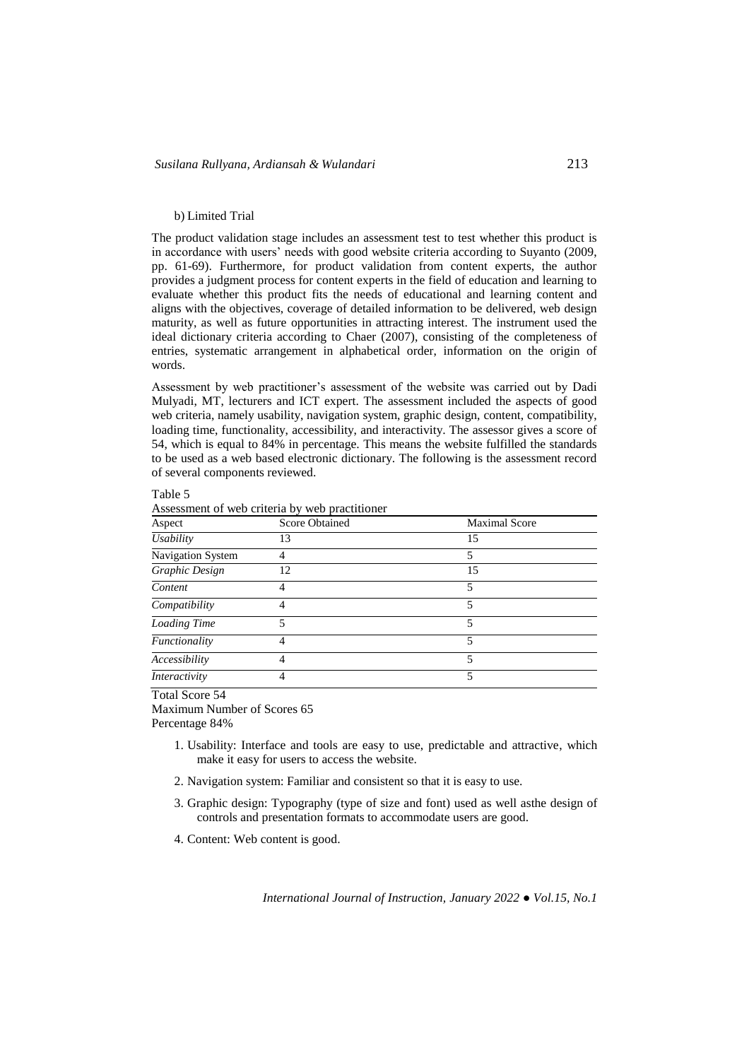b) Limited Trial

The product validation stage includes an assessment test to test whether this product is in accordance with users' needs with good website criteria according to Suyanto (2009, pp. 61-69). Furthermore, for product validation from content experts, the author provides a judgment process for content experts in the field of education and learning to evaluate whether this product fits the needs of educational and learning content and aligns with the objectives, coverage of detailed information to be delivered, web design maturity, as well as future opportunities in attracting interest. The instrument used the ideal dictionary criteria according to Chaer (2007), consisting of the completeness of entries, systematic arrangement in alphabetical order, information on the origin of words.

Assessment by web practitioner's assessment of the website was carried out by Dadi Mulyadi, MT, lecturers and ICT expert. The assessment included the aspects of good web criteria, namely usability, navigation system, graphic design, content, compatibility, loading time, functionality, accessibility, and interactivity. The assessor gives a score of 54, which is equal to 84% in percentage. This means the website fulfilled the standards to be used as a web based electronic dictionary. The following is the assessment record of several components reviewed.

Table 5
Assessment of web criteria by web practitioner

| Aspect | Score Obtained | Maximal Score |
|---|---|---|
| *Usability* | 13 | 15 |
| Navigation System | 4 | 5 |
| *Graphic Design* | 12 | 15 |
| *Content* | 4 | 5 |
| *Compatibility* | 4 | 5 |
| *Loading Time* | 5 | 5 |
| *Functionality* | 4 | 5 |
| *Accessibility* | 4 | 5 |
| *Interactivity* | 4 | 5 |

Total Score 54
Maximum Number of Scores 65
Percentage 84%

1. Usability: Interface and tools are easy to use, predictable and attractive, which make it easy for users to access the website.
2. Navigation system: Familiar and consistent so that it is easy to use.
3. Graphic design: Typography (type of size and font) used as well asthe design of controls and presentation formats to accommodate users are good.
4. Content: Web content is good.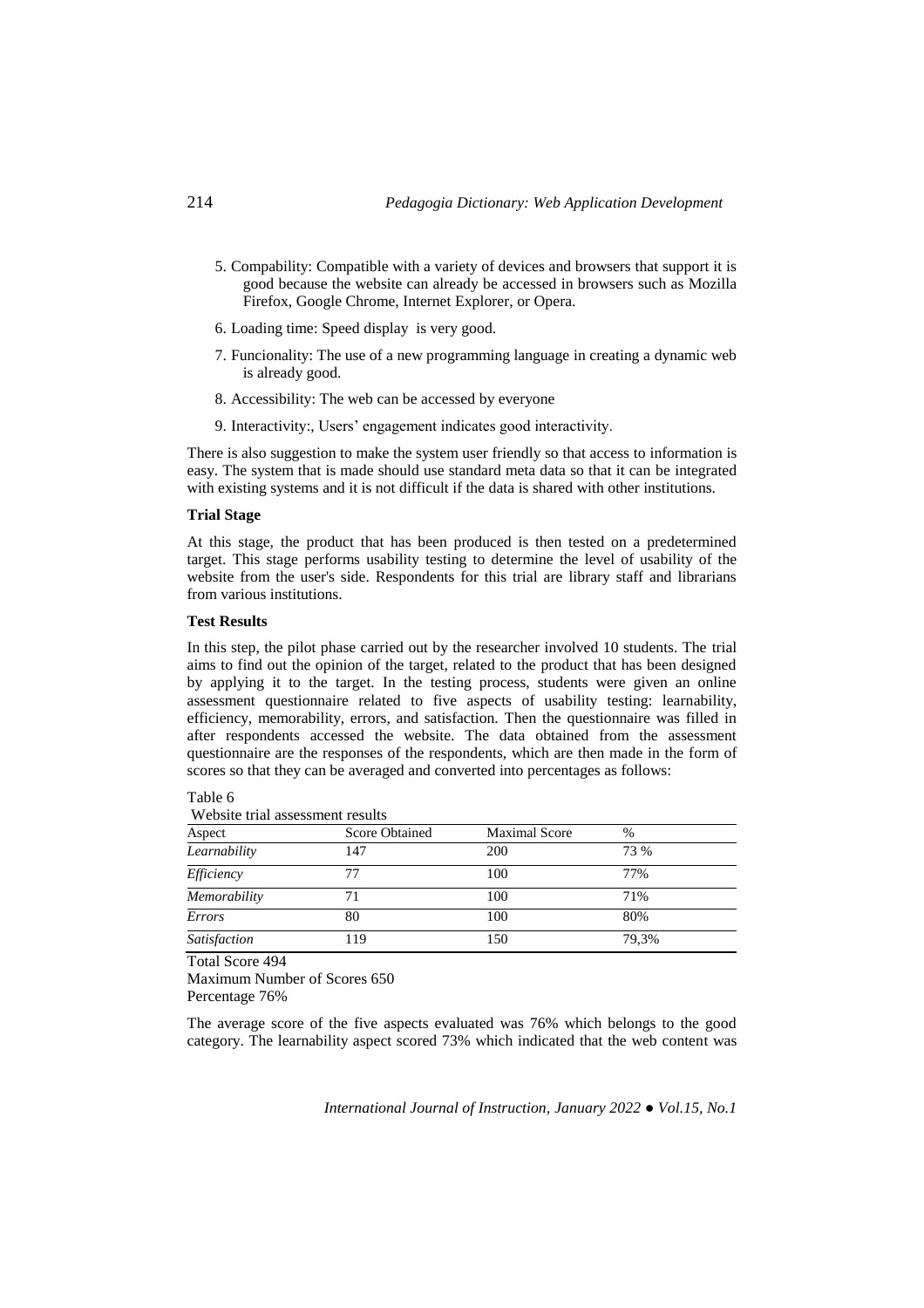5. Compability: Compatible with a variety of devices and browsers that support it is good because the website can already be accessed in browsers such as Mozilla Firefox, Google Chrome, Internet Explorer, or Opera.
6. Loading time: Speed display is very good.
7. Funcionality: The use of a new programming language in creating a dynamic web is already good.
8. Accessibility: The web can be accessed by everyone
9. Interactivity:, Users' engagement indicates good interactivity.

There is also suggestion to make the system user friendly so that access to information is easy. The system that is made should use standard meta data so that it can be integrated with existing systems and it is not difficult if the data is shared with other institutions.

**Trial Stage**

At this stage, the product that has been produced is then tested on a predetermined target. This stage performs usability testing to determine the level of usability of the website from the user's side. Respondents for this trial are library staff and librarians from various institutions.

**Test Results**

In this step, the pilot phase carried out by the researcher involved 10 students. The trial aims to find out the opinion of the target, related to the product that has been designed by applying it to the target. In the testing process, students were given an online assessment questionnaire related to five aspects of usability testing: learnability, efficiency, memorability, errors, and satisfaction. Then the questionnaire was filled in after respondents accessed the website. The data obtained from the assessment questionnaire are the responses of the respondents, which are then made in the form of scores so that they can be averaged and converted into percentages as follows:

Table 6
Website trial assessment results

| Aspect | Score Obtained | Maximal Score | % |
|---|---|---|---|
| *Learnability* | 147 | 200 | 73 % |
| *Efficiency* | 77 | 100 | 77% |
| *Memorability* | 71 | 100 | 71% |
| *Errors* | 80 | 100 | 80% |
| *Satisfaction* | 119 | 150 | 79,3% |

Total Score 494
Maximum Number of Scores 650
Percentage 76%

The average score of the five aspects evaluated was 76% which belongs to the good category. The learnability aspect scored 73% which indicated that the web content was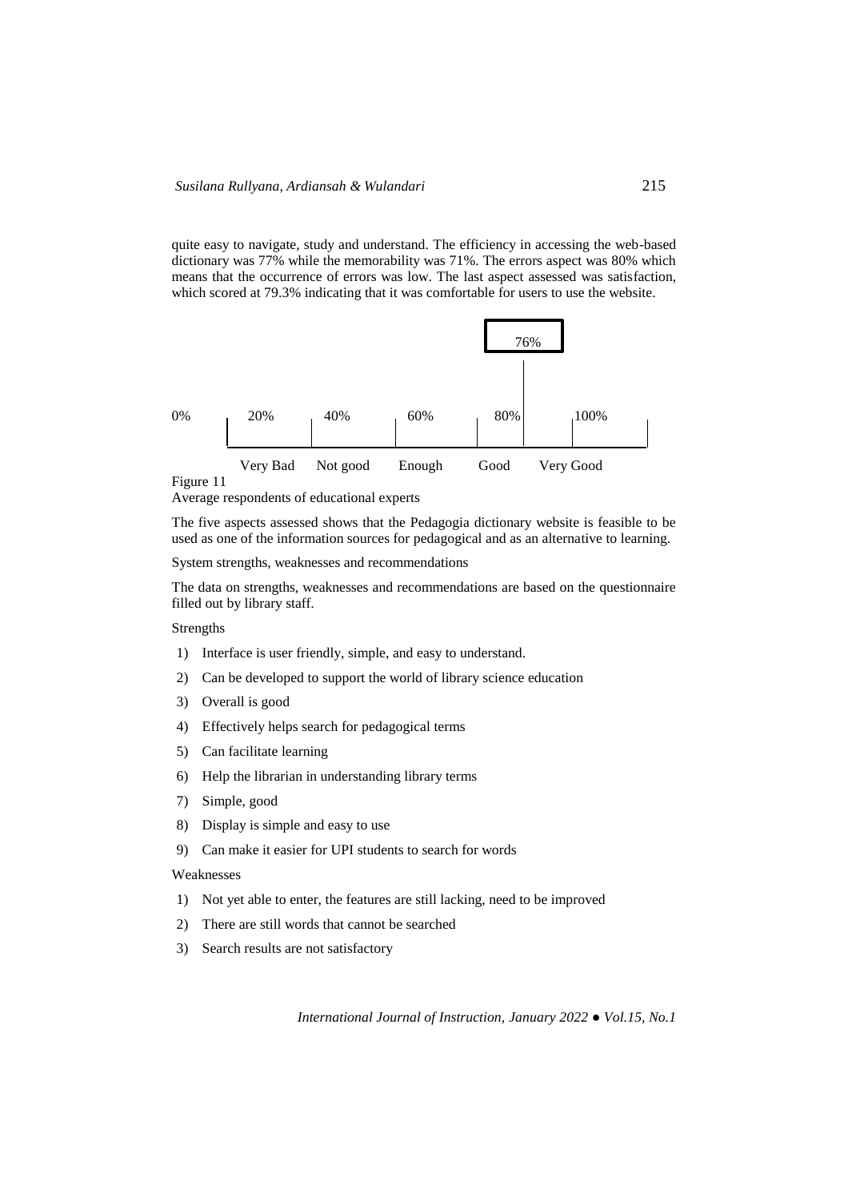quite easy to navigate, study and understand. The efficiency in accessing the web-based dictionary was 77% while the memorability was 71%. The errors aspect was 80% which means that the occurrence of errors was low. The last aspect assessed was satisfaction, which scored at 79.3% indicating that it was comfortable for users to use the website.

76%

| 0% | 20% | 40% | 60% | 80% | 100% |
|---|---|---|---|---|---|
| | Very Bad | Not good | Enough | Good | Very Good |

Figure 11

Average respondents of educational experts

The five aspects assessed shows that the Pedagogia dictionary website is feasible to be used as one of the information sources for pedagogical and as an alternative to learning.

System strengths, weaknesses and recommendations

The data on strengths, weaknesses and recommendations are based on the questionnaire filled out by library staff.

Strengths

1) Interface is user friendly, simple, and easy to understand.
2) Can be developed to support the world of library science education
3) Overall is good
4) Effectively helps search for pedagogical terms
5) Can facilitate learning
6) Help the librarian in understanding library terms
7) Simple, good
8) Display is simple and easy to use
9) Can make it easier for UPI students to search for words

Weaknesses

1) Not yet able to enter, the features are still lacking, need to be improved
2) There are still words that cannot be searched
3) Search results are not satisfactory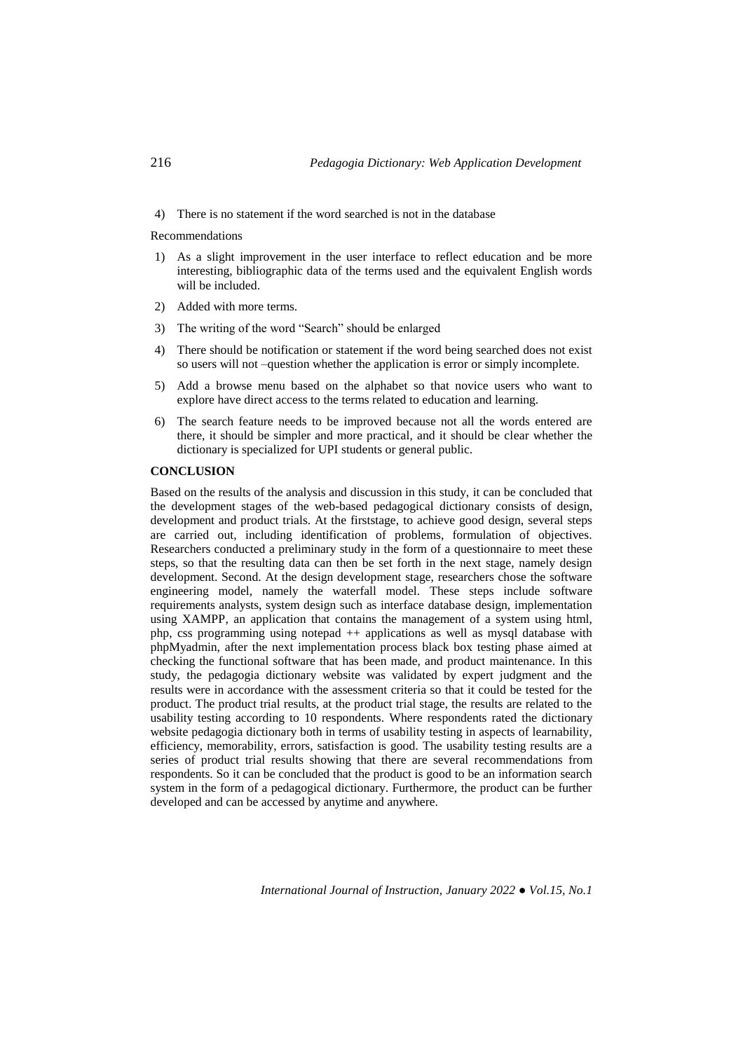4) There is no statement if the word searched is not in the database

Recommendations

1) As a slight improvement in the user interface to reflect education and be more interesting, bibliographic data of the terms used and the equivalent English words will be included.
2) Added with more terms.
3) The writing of the word "Search" should be enlarged
4) There should be notification or statement if the word being searched does not exist so users will not –question whether the application is error or simply incomplete.
5) Add a browse menu based on the alphabet so that novice users who want to explore have direct access to the terms related to education and learning.
6) The search feature needs to be improved because not all the words entered are there, it should be simpler and more practical, and it should be clear whether the dictionary is specialized for UPI students or general public.

## CONCLUSION

Based on the results of the analysis and discussion in this study, it can be concluded that the development stages of the web-based pedagogical dictionary consists of design, development and product trials. At the firststage, to achieve good design, several steps are carried out, including identification of problems, formulation of objectives. Researchers conducted a preliminary study in the form of a questionnaire to meet these steps, so that the resulting data can then be set forth in the next stage, namely design development. Second. At the design development stage, researchers chose the software engineering model, namely the waterfall model. These steps include software requirements analysts, system design such as interface database design, implementation using XAMPP, an application that contains the management of a system using html, php, css programming using notepad ++ applications as well as mysql database with phpMyadmin, after the next implementation process black box testing phase aimed at checking the functional software that has been made, and product maintenance. In this study, the pedagogia dictionary website was validated by expert judgment and the results were in accordance with the assessment criteria so that it could be tested for the product. The product trial results, at the product trial stage, the results are related to the usability testing according to 10 respondents. Where respondents rated the dictionary website pedagogia dictionary both in terms of usability testing in aspects of learnability, efficiency, memorability, errors, satisfaction is good. The usability testing results are a series of product trial results showing that there are several recommendations from respondents. So it can be concluded that the product is good to be an information search system in the form of a pedagogical dictionary. Furthermore, the product can be further developed and can be accessed by anytime and anywhere.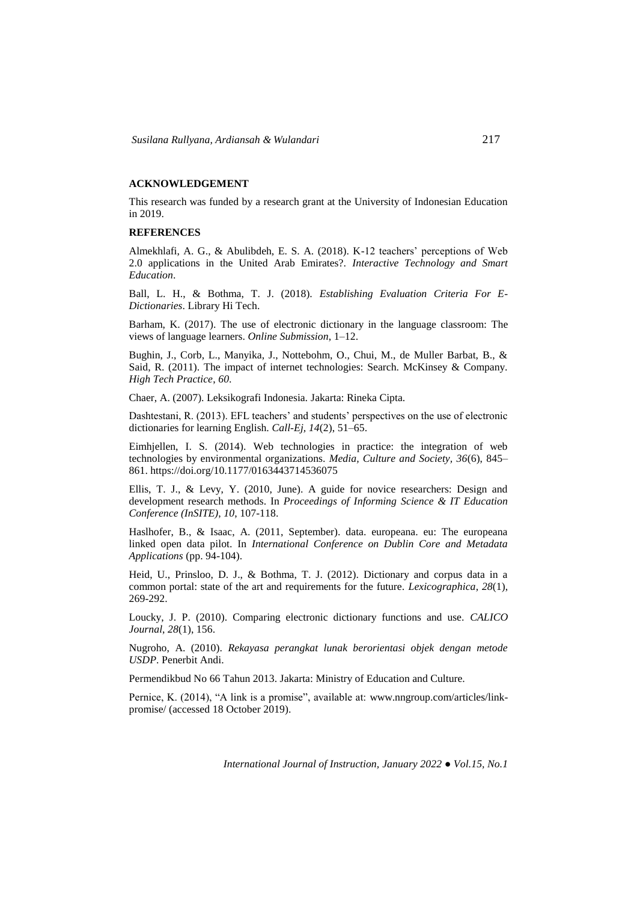## ACKNOWLEDGEMENT

This research was funded by a research grant at the University of Indonesian Education in 2019.

## REFERENCES

Almekhlafi, A. G., & Abulibdeh, E. S. A. (2018). K-12 teachers' perceptions of Web 2.0 applications in the United Arab Emirates?. *Interactive Technology and Smart Education*.

Ball, L. H., & Bothma, T. J. (2018). *Establishing Evaluation Criteria For E-Dictionaries*. Library Hi Tech.

Barham, K. (2017). The use of electronic dictionary in the language classroom: The views of language learners. *Online Submission*, 1–12.

Bughin, J., Corb, L., Manyika, J., Nottebohm, O., Chui, M., de Muller Barbat, B., & Said, R. (2011). The impact of internet technologies: Search. McKinsey & Company. *High Tech Practice*, *60*.

Chaer, A. (2007). Leksikografi Indonesia. Jakarta: Rineka Cipta.

Dashtestani, R. (2013). EFL teachers' and students' perspectives on the use of electronic dictionaries for learning English. *Call-Ej*, *14*(2), 51–65.

Eimhjellen, I. S. (2014). Web technologies in practice: the integration of web technologies by environmental organizations. *Media, Culture and Society*, *36*(6), 845–861. https://doi.org/10.1177/0163443714536075

Ellis, T. J., & Levy, Y. (2010, June). A guide for novice researchers: Design and development research methods. In *Proceedings of Informing Science & IT Education Conference (InSITE)*, *10*, 107-118.

Haslhofer, B., & Isaac, A. (2011, September). data. europeana. eu: The europeana linked open data pilot. In *International Conference on Dublin Core and Metadata Applications* (pp. 94-104).

Heid, U., Prinsloo, D. J., & Bothma, T. J. (2012). Dictionary and corpus data in a common portal: state of the art and requirements for the future. *Lexicographica*, *28*(1), 269-292.

Loucky, J. P. (2010). Comparing electronic dictionary functions and use. *CALICO Journal*, *28*(1), 156.

Nugroho, A. (2010). *Rekayasa perangkat lunak berorientasi objek dengan metode USDP*. Penerbit Andi.

Permendikbud No 66 Tahun 2013. Jakarta: Ministry of Education and Culture.

Pernice, K. (2014), "A link is a promise", available at: www.nngroup.com/articles/link-promise/ (accessed 18 October 2019).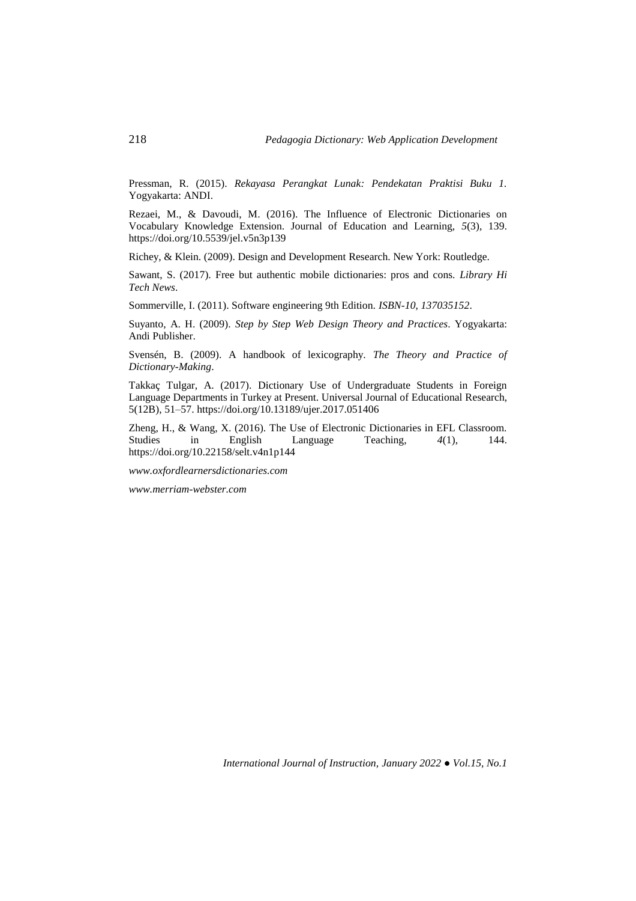Pressman, R. (2015). *Rekayasa Perangkat Lunak: Pendekatan Praktisi Buku 1*. Yogyakarta: ANDI.

Rezaei, M., & Davoudi, M. (2016). The Influence of Electronic Dictionaries on Vocabulary Knowledge Extension. Journal of Education and Learning, *5*(3), 139. https://doi.org/10.5539/jel.v5n3p139

Richey, & Klein. (2009). Design and Development Research. New York: Routledge.

Sawant, S. (2017). Free but authentic mobile dictionaries: pros and cons. *Library Hi Tech News*.

Sommerville, I. (2011). Software engineering 9th Edition. *ISBN-10, 137035152*.

Suyanto, A. H. (2009). *Step by Step Web Design Theory and Practices*. Yogyakarta: Andi Publisher.

Svensén, B. (2009). A handbook of lexicography. *The Theory and Practice of Dictionary-Making*.

Takkaç Tulgar, A. (2017). Dictionary Use of Undergraduate Students in Foreign Language Departments in Turkey at Present. Universal Journal of Educational Research, 5(12B), 51–57. https://doi.org/10.13189/ujer.2017.051406

Zheng, H., & Wang, X. (2016). The Use of Electronic Dictionaries in EFL Classroom. Studies in English Language Teaching, *4*(1), 144. https://doi.org/10.22158/selt.v4n1p144

*www.oxfordlearnersdictionaries.com*

*www.merriam-webster.com*